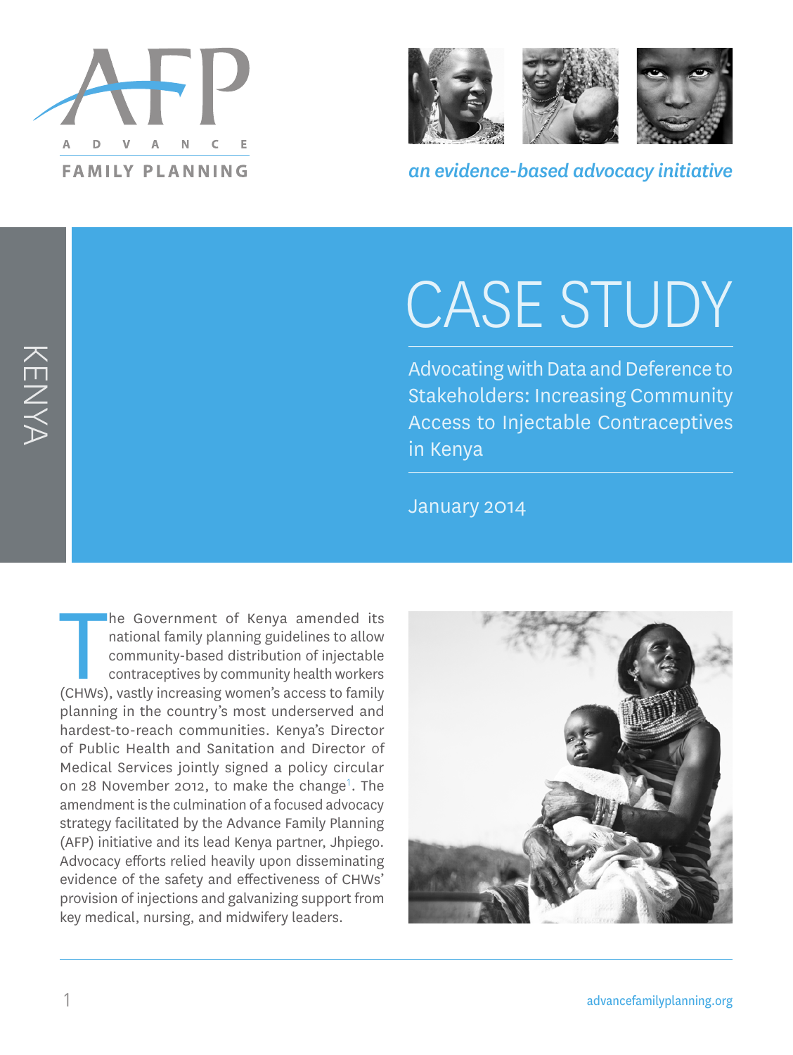AFP

ADVANCE FAMILY PLANNING

*an evidence-based advocacy initiative*

KENYA

# CASE STUDY

## Advocating with Data and Deference to Stakeholders: Increasing Community Access to Injectable Contraceptives in Kenya

January 2014

The Government of Kenya amended its national family planning guidelines to allow community-based distribution of injectable contraceptives by community health workers (CHWs), vastly increasing women's access to family planning in the country's most underserved and hardest-to-reach communities. Kenya's Director of Public Health and Sanitation and Director of Medical Services jointly signed a policy circular on 28 November 2012, to make the change[1]. The amendment is the culmination of a focused advocacy strategy facilitated by the Advance Family Planning (AFP) initiative and its lead Kenya partner, Jhpiego. Advocacy efforts relied heavily upon disseminating evidence of the safety and effectiveness of CHWs' provision of injections and galvanizing support from key medical, nursing, and midwifery leaders.

advancefamilyplanning.org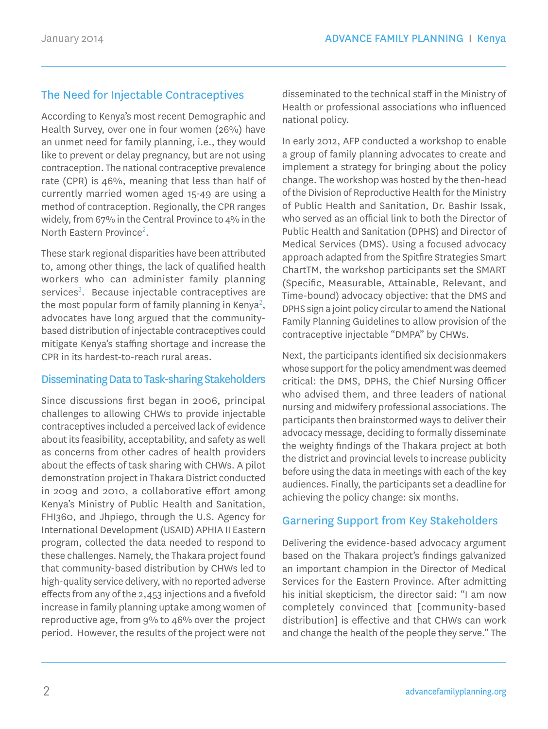## The Need for Injectable Contraceptives

According to Kenya's most recent Demographic and Health Survey, over one in four women (26%) have an unmet need for family planning, i.e., they would like to prevent or delay pregnancy, but are not using contraception. The national contraceptive prevalence rate (CPR) is 46%, meaning that less than half of currently married women aged 15-49 are using a method of contraception. Regionally, the CPR ranges widely, from 67% in the Central Province to 4% in the North Eastern Province[2].

These stark regional disparities have been attributed to, among other things, the lack of qualified health workers who can administer family planning services[3]. Because injectable contraceptives are the most popular form of family planning in Kenya[2], advocates have long argued that the community-based distribution of injectable contraceptives could mitigate Kenya's staffing shortage and increase the CPR in its hardest-to-reach rural areas.

## Disseminating Data to Task-sharing Stakeholders

Since discussions first began in 2006, principal challenges to allowing CHWs to provide injectable contraceptives included a perceived lack of evidence about its feasibility, acceptability, and safety as well as concerns from other cadres of health providers about the effects of task sharing with CHWs. A pilot demonstration project in Thakara District conducted in 2009 and 2010, a collaborative effort among Kenya's Ministry of Public Health and Sanitation, FHI360, and Jhpiego, through the U.S. Agency for International Development (USAID) APHIA II Eastern program, collected the data needed to respond to these challenges. Namely, the Thakara project found that community-based distribution by CHWs led to high-quality service delivery, with no reported adverse effects from any of the 2,453 injections and a fivefold increase in family planning uptake among women of reproductive age, from 9% to 46% over the project period. However, the results of the project were not disseminated to the technical staff in the Ministry of Health or professional associations who influenced national policy.

In early 2012, AFP conducted a workshop to enable a group of family planning advocates to create and implement a strategy for bringing about the policy change. The workshop was hosted by the then-head of the Division of Reproductive Health for the Ministry of Public Health and Sanitation, Dr. Bashir Issak, who served as an official link to both the Director of Public Health and Sanitation (DPHS) and Director of Medical Services (DMS). Using a focused advocacy approach adapted from the Spitfire Strategies Smart ChartTM, the workshop participants set the SMART (Specific, Measurable, Attainable, Relevant, and Time-bound) advocacy objective: that the DMS and DPHS sign a joint policy circular to amend the National Family Planning Guidelines to allow provision of the contraceptive injectable "DMPA" by CHWs.

Next, the participants identified six decisionmakers whose support for the policy amendment was deemed critical: the DMS, DPHS, the Chief Nursing Officer who advised them, and three leaders of national nursing and midwifery professional associations. The participants then brainstormed ways to deliver their advocacy message, deciding to formally disseminate the weighty findings of the Thakara project at both the district and provincial levels to increase publicity before using the data in meetings with each of the key audiences. Finally, the participants set a deadline for achieving the policy change: six months.

## Garnering Support from Key Stakeholders

Delivering the evidence-based advocacy argument based on the Thakara project's findings galvanized an important champion in the Director of Medical Services for the Eastern Province. After admitting his initial skepticism, the director said: "I am now completely convinced that [community-based distribution] is effective and that CHWs can work and change the health of the people they serve." The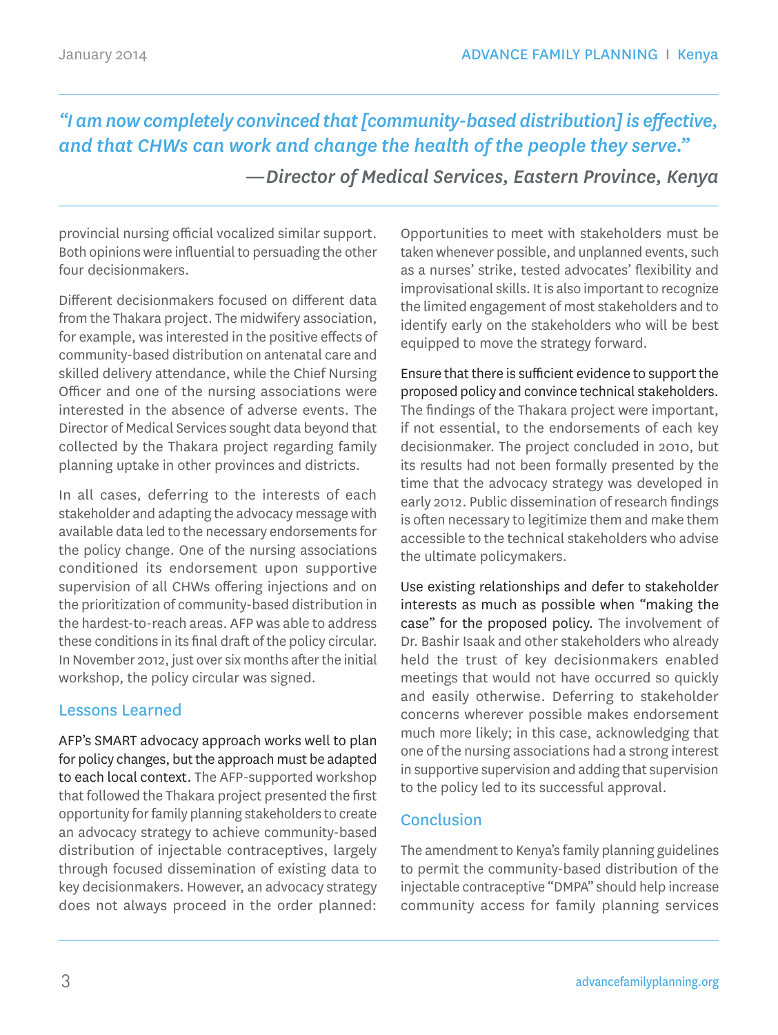> *"I am now completely convinced that [community-based distribution] is effective, and that CHWs can work and change the health of the people they serve."*
>
> *—Director of Medical Services, Eastern Province, Kenya*

provincial nursing official vocalized similar support. Both opinions were influential to persuading the other four decisionmakers.

Different decisionmakers focused on different data from the Thakara project. The midwifery association, for example, was interested in the positive effects of community-based distribution on antenatal care and skilled delivery attendance, while the Chief Nursing Officer and one of the nursing associations were interested in the absence of adverse events. The Director of Medical Services sought data beyond that collected by the Thakara project regarding family planning uptake in other provinces and districts.

In all cases, deferring to the interests of each stakeholder and adapting the advocacy message with available data led to the necessary endorsements for the policy change. One of the nursing associations conditioned its endorsement upon supportive supervision of all CHWs offering injections and on the prioritization of community-based distribution in the hardest-to-reach areas. AFP was able to address these conditions in its final draft of the policy circular. In November 2012, just over six months after the initial workshop, the policy circular was signed.

## Lessons Learned

AFP's SMART advocacy approach works well to plan for policy changes, but the approach must be adapted to each local context. The AFP-supported workshop that followed the Thakara project presented the first opportunity for family planning stakeholders to create an advocacy strategy to achieve community-based distribution of injectable contraceptives, largely through focused dissemination of existing data to key decisionmakers. However, an advocacy strategy does not always proceed in the order planned: Opportunities to meet with stakeholders must be taken whenever possible, and unplanned events, such as a nurses' strike, tested advocates' flexibility and improvisational skills. It is also important to recognize the limited engagement of most stakeholders and to identify early on the stakeholders who will be best equipped to move the strategy forward.

Ensure that there is sufficient evidence to support the proposed policy and convince technical stakeholders. The findings of the Thakara project were important, if not essential, to the endorsements of each key decisionmaker. The project concluded in 2010, but its results had not been formally presented by the time that the advocacy strategy was developed in early 2012. Public dissemination of research findings is often necessary to legitimize them and make them accessible to the technical stakeholders who advise the ultimate policymakers.

Use existing relationships and defer to stakeholder interests as much as possible when "making the case" for the proposed policy. The involvement of Dr. Bashir Isaak and other stakeholders who already held the trust of key decisionmakers enabled meetings that would not have occurred so quickly and easily otherwise. Deferring to stakeholder concerns wherever possible makes endorsement much more likely; in this case, acknowledging that one of the nursing associations had a strong interest in supportive supervision and adding that supervision to the policy led to its successful approval.

## Conclusion

The amendment to Kenya's family planning guidelines to permit the community-based distribution of the injectable contraceptive "DMPA" should help increase community access for family planning services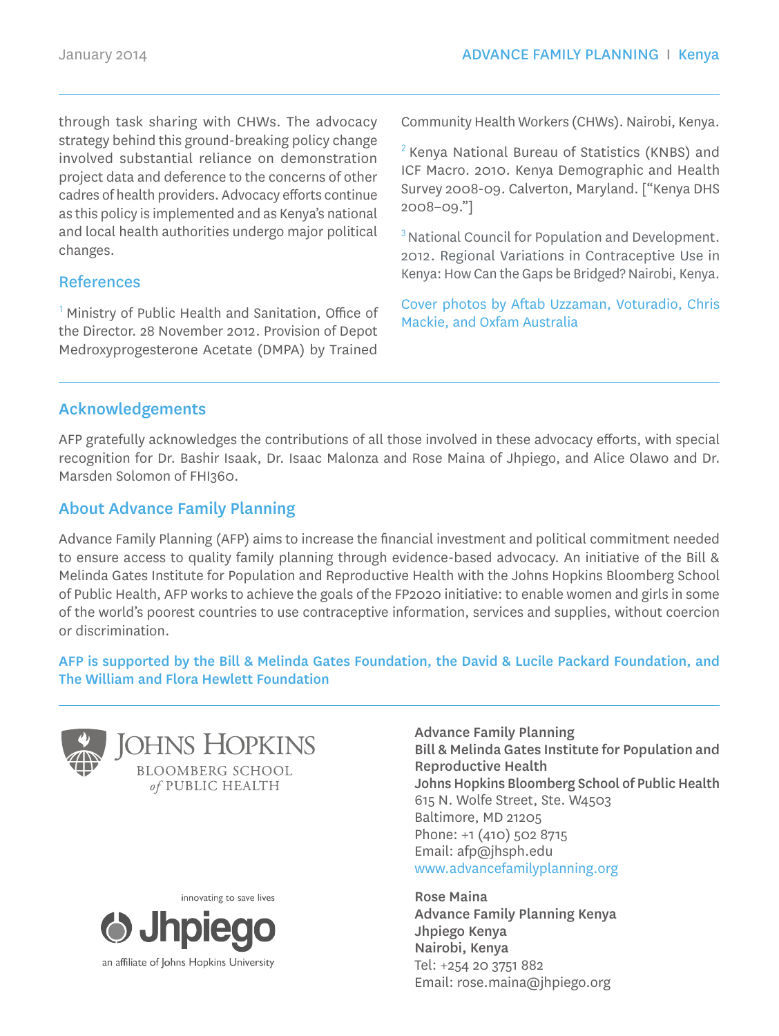through task sharing with CHWs. The advocacy strategy behind this ground-breaking policy change involved substantial reliance on demonstration project data and deference to the concerns of other cadres of health providers. Advocacy efforts continue as this policy is implemented and as Kenya's national and local health authorities undergo major political changes.

## References

[1] Ministry of Public Health and Sanitation, Office of the Director. 28 November 2012. Provision of Depot Medroxyprogesterone Acetate (DMPA) by Trained Community Health Workers (CHWs). Nairobi, Kenya.

[2] Kenya National Bureau of Statistics (KNBS) and ICF Macro. 2010. Kenya Demographic and Health Survey 2008-09. Calverton, Maryland. ["Kenya DHS 2008–09."]

[3] National Council for Population and Development. 2012. Regional Variations in Contraceptive Use in Kenya: How Can the Gaps be Bridged? Nairobi, Kenya.

Cover photos by Aftab Uzzaman, Voturadio, Chris Mackie, and Oxfam Australia

## Acknowledgements

AFP gratefully acknowledges the contributions of all those involved in these advocacy efforts, with special recognition for Dr. Bashir Isaak, Dr. Isaac Malonza and Rose Maina of Jhpiego, and Alice Olawo and Dr. Marsden Solomon of FHI360.

## About Advance Family Planning

Advance Family Planning (AFP) aims to increase the financial investment and political commitment needed to ensure access to quality family planning through evidence-based advocacy. An initiative of the Bill & Melinda Gates Institute for Population and Reproductive Health with the Johns Hopkins Bloomberg School of Public Health, AFP works to achieve the goals of the FP2020 initiative: to enable women and girls in some of the world's poorest countries to use contraceptive information, services and supplies, without coercion or discrimination.

**AFP is supported by the Bill & Melinda Gates Foundation, the David & Lucile Packard Foundation, and The William and Flora Hewlett Foundation**

Johns Hopkins Bloomberg School of Public Health

**Advance Family Planning**
**Bill & Melinda Gates Institute for Population and Reproductive Health**
**Johns Hopkins Bloomberg School of Public Health**
615 N. Wolfe Street, Ste. W4503
Baltimore, MD 21205
Phone: +1 (410) 502 8715
Email: afp@jhsph.edu
www.advancefamilyplanning.org

innovating to save lives
Jhpiego
an affiliate of Johns Hopkins University

**Rose Maina**
**Advance Family Planning Kenya**
**Jhpiego Kenya**
**Nairobi, Kenya**
Tel: +254 20 3751 882
Email: rose.maina@jhpiego.org